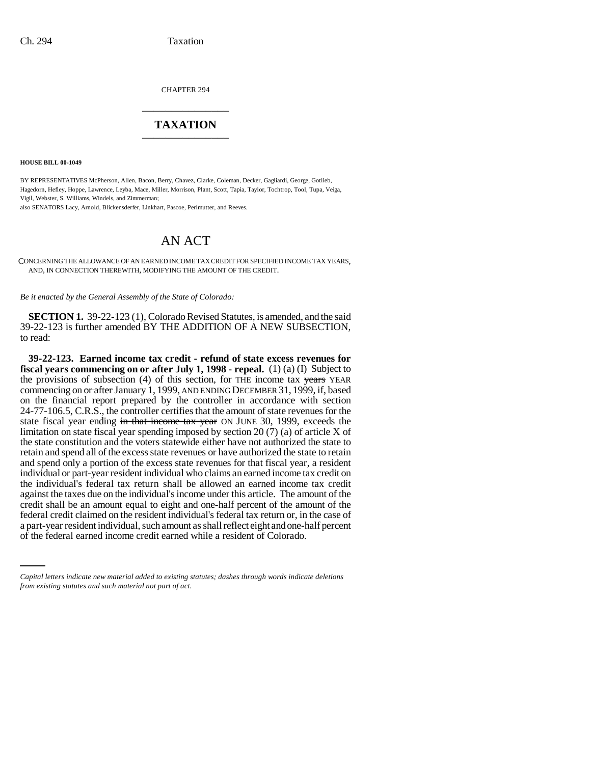CHAPTER 294

# TAXATION

**HOUSE BILL 00-1049**

BY REPRESENTATIVES McPherson, Allen, Bacon, Berry, Chavez, Clarke, Coleman, Decker, Gagliardi, George, Gotlieb, Hagedorn, Hefley, Hoppe, Lawrence, Leyba, Mace, Miller, Morrison, Plant, Scott, Tapia, Taylor, Tochtrop, Tool, Tupa, Veiga, Vigil, Webster, S. Williams, Windels, and Zimmerman;
also SENATORS Lacy, Arnold, Blickensderfer, Linkhart, Pascoe, Perlmutter, and Reeves.

# AN ACT

CONCERNING THE ALLOWANCE OF AN EARNED INCOME TAX CREDIT FOR SPECIFIED INCOME TAX YEARS, AND, IN CONNECTION THEREWITH, MODIFYING THE AMOUNT OF THE CREDIT.

*Be it enacted by the General Assembly of the State of Colorado:*

**SECTION 1.** 39-22-123 (1), Colorado Revised Statutes, is amended, and the said 39-22-123 is further amended BY THE ADDITION OF A NEW SUBSECTION, to read:

**39-22-123. Earned income tax credit - refund of state excess revenues for fiscal years commencing on or after July 1, 1998 - repeal.** (1) (a) (I) Subject to the provisions of subsection (4) of this section, for THE income tax ~~years~~ YEAR commencing on ~~or after~~ January 1, 1999, AND ENDING DECEMBER 31, 1999, if, based on the financial report prepared by the controller in accordance with section 24-77-106.5, C.R.S., the controller certifies that the amount of state revenues for the state fiscal year ending ~~in that income tax year~~ ON JUNE 30, 1999, exceeds the limitation on state fiscal year spending imposed by section 20 (7) (a) of article X of the state constitution and the voters statewide either have not authorized the state to retain and spend all of the excess state revenues or have authorized the state to retain and spend only a portion of the excess state revenues for that fiscal year, a resident individual or part-year resident individual who claims an earned income tax credit on the individual's federal tax return shall be allowed an earned income tax credit against the taxes due on the individual's income under this article. The amount of the credit shall be an amount equal to eight and one-half percent of the amount of the federal credit claimed on the resident individual's federal tax return or, in the case of a part-year resident individual, such amount as shall reflect eight and one-half percent of the federal earned income credit earned while a resident of Colorado.

*Capital letters indicate new material added to existing statutes; dashes through words indicate deletions from existing statutes and such material not part of act.*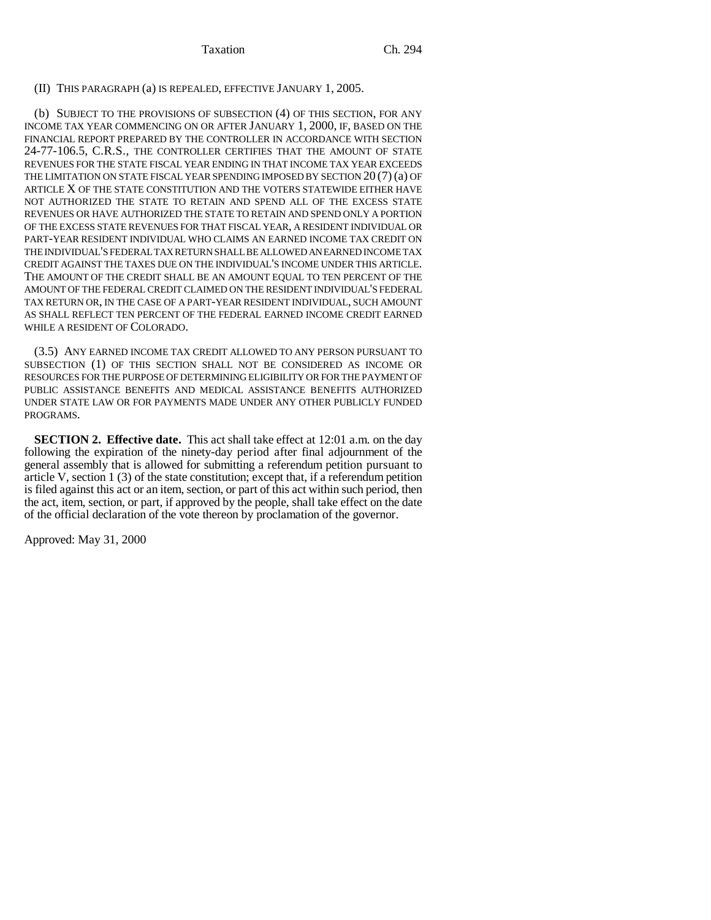(II) THIS PARAGRAPH (a) IS REPEALED, EFFECTIVE JANUARY 1, 2005.

(b) SUBJECT TO THE PROVISIONS OF SUBSECTION (4) OF THIS SECTION, FOR ANY INCOME TAX YEAR COMMENCING ON OR AFTER JANUARY 1, 2000, IF, BASED ON THE FINANCIAL REPORT PREPARED BY THE CONTROLLER IN ACCORDANCE WITH SECTION 24-77-106.5, C.R.S., THE CONTROLLER CERTIFIES THAT THE AMOUNT OF STATE REVENUES FOR THE STATE FISCAL YEAR ENDING IN THAT INCOME TAX YEAR EXCEEDS THE LIMITATION ON STATE FISCAL YEAR SPENDING IMPOSED BY SECTION 20 (7) (a) OF ARTICLE X OF THE STATE CONSTITUTION AND THE VOTERS STATEWIDE EITHER HAVE NOT AUTHORIZED THE STATE TO RETAIN AND SPEND ALL OF THE EXCESS STATE REVENUES OR HAVE AUTHORIZED THE STATE TO RETAIN AND SPEND ONLY A PORTION OF THE EXCESS STATE REVENUES FOR THAT FISCAL YEAR, A RESIDENT INDIVIDUAL OR PART-YEAR RESIDENT INDIVIDUAL WHO CLAIMS AN EARNED INCOME TAX CREDIT ON THE INDIVIDUAL'S FEDERAL TAX RETURN SHALL BE ALLOWED AN EARNED INCOME TAX CREDIT AGAINST THE TAXES DUE ON THE INDIVIDUAL'S INCOME UNDER THIS ARTICLE. THE AMOUNT OF THE CREDIT SHALL BE AN AMOUNT EQUAL TO TEN PERCENT OF THE AMOUNT OF THE FEDERAL CREDIT CLAIMED ON THE RESIDENT INDIVIDUAL'S FEDERAL TAX RETURN OR, IN THE CASE OF A PART-YEAR RESIDENT INDIVIDUAL, SUCH AMOUNT AS SHALL REFLECT TEN PERCENT OF THE FEDERAL EARNED INCOME CREDIT EARNED WHILE A RESIDENT OF COLORADO.

(3.5) ANY EARNED INCOME TAX CREDIT ALLOWED TO ANY PERSON PURSUANT TO SUBSECTION (1) OF THIS SECTION SHALL NOT BE CONSIDERED AS INCOME OR RESOURCES FOR THE PURPOSE OF DETERMINING ELIGIBILITY OR FOR THE PAYMENT OF PUBLIC ASSISTANCE BENEFITS AND MEDICAL ASSISTANCE BENEFITS AUTHORIZED UNDER STATE LAW OR FOR PAYMENTS MADE UNDER ANY OTHER PUBLICLY FUNDED PROGRAMS.

**SECTION 2. Effective date.** This act shall take effect at 12:01 a.m. on the day following the expiration of the ninety-day period after final adjournment of the general assembly that is allowed for submitting a referendum petition pursuant to article V, section 1 (3) of the state constitution; except that, if a referendum petition is filed against this act or an item, section, or part of this act within such period, then the act, item, section, or part, if approved by the people, shall take effect on the date of the official declaration of the vote thereon by proclamation of the governor.

Approved: May 31, 2000